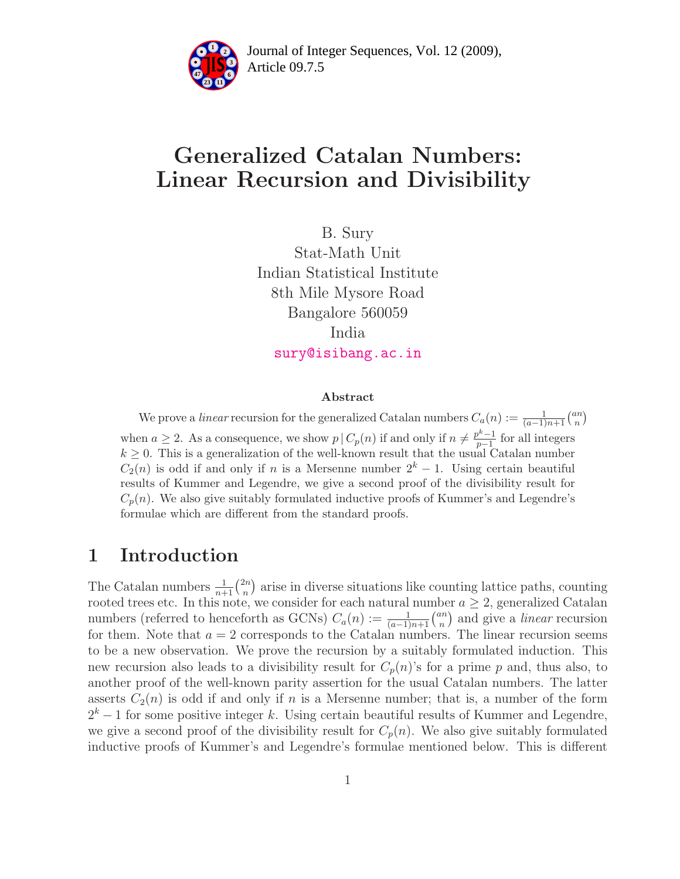# Generalized Catalan Numbers: Linear Recursion and Divisibility

B. Sury
Stat-Math Unit
Indian Statistical Institute
8th Mile Mysore Road
Bangalore 560059
India
sury@isibang.ac.in

### Abstract

We prove a *linear* recursion for the generalized Catalan numbers $C_a(n) := \frac{1}{(a-1)n+1}\binom{an}{n}$ when $a \geq 2$. As a consequence, we show $p \,|\, C_p(n)$ if and only if $n \neq \frac{p^k-1}{p-1}$ for all integers $k \geq 0$. This is a generalization of the well-known result that the usual Catalan number $C_2(n)$ is odd if and only if $n$ is a Mersenne number $2^k - 1$. Using certain beautiful results of Kummer and Legendre, we give a second proof of the divisibility result for $C_p(n)$. We also give suitably formulated inductive proofs of Kummer's and Legendre's formulae which are different from the standard proofs.

## 1 Introduction

The Catalan numbers $\frac{1}{n+1}\binom{2n}{n}$ arise in diverse situations like counting lattice paths, counting rooted trees etc. In this note, we consider for each natural number $a \geq 2$, generalized Catalan numbers (referred to henceforth as GCNs) $C_a(n) := \frac{1}{(a-1)n+1}\binom{an}{n}$ and give a *linear* recursion for them. Note that $a = 2$ corresponds to the Catalan numbers. The linear recursion seems to be a new observation. We prove the recursion by a suitably formulated induction. This new recursion also leads to a divisibility result for $C_p(n)$'s for a prime $p$ and, thus also, to another proof of the well-known parity assertion for the usual Catalan numbers. The latter asserts $C_2(n)$ is odd if and only if $n$ is a Mersenne number; that is, a number of the form $2^k - 1$ for some positive integer $k$. Using certain beautiful results of Kummer and Legendre, we give a second proof of the divisibility result for $C_p(n)$. We also give suitably formulated inductive proofs of Kummer's and Legendre's formulae mentioned below. This is different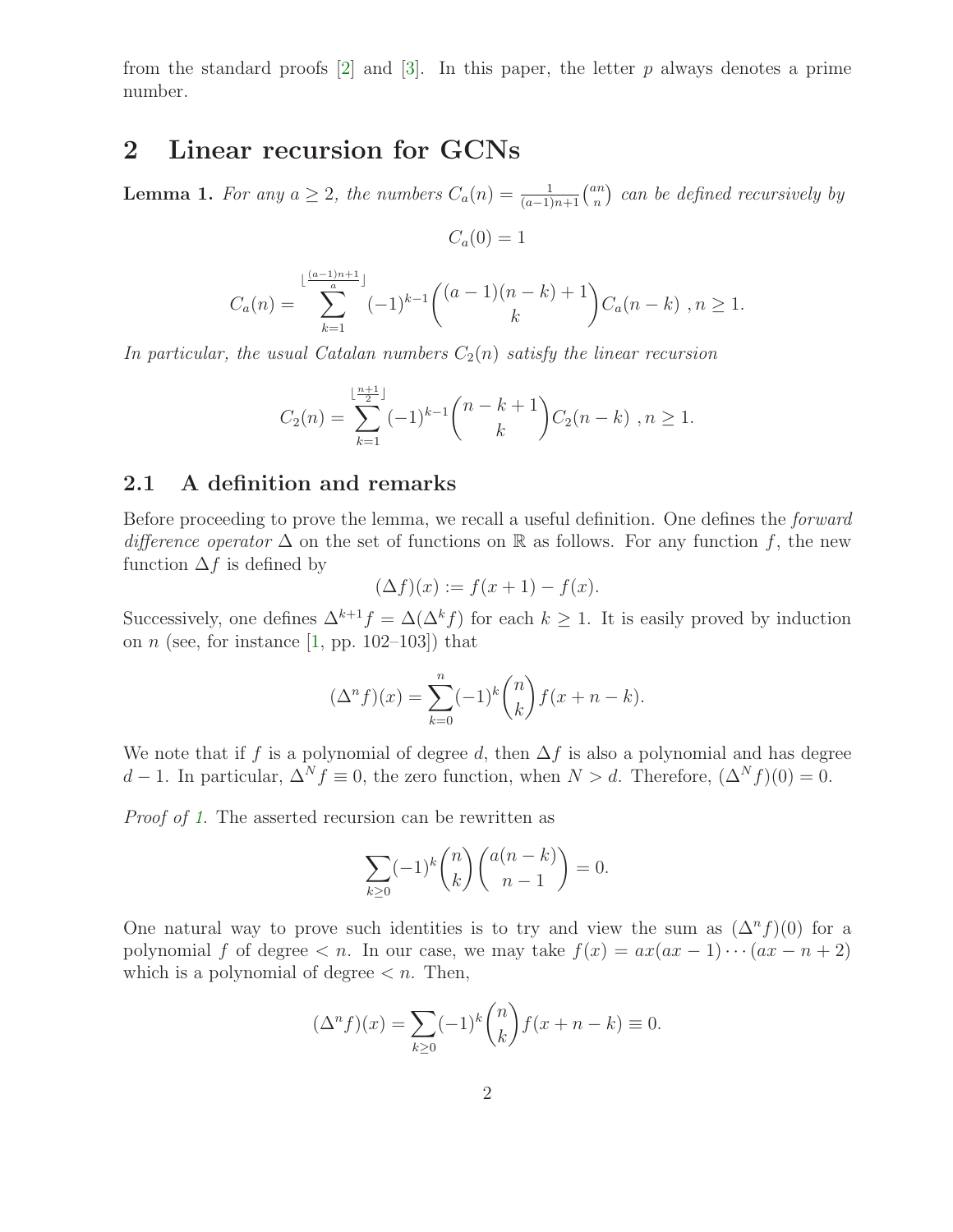from the standard proofs [2] and [3]. In this paper, the letter $p$ always denotes a prime number.

## 2 Linear recursion for GCNs

**Lemma 1.** *For any $a \geq 2$, the numbers $C_a(n) = \frac{1}{(a-1)n+1}\binom{an}{n}$ can be defined recursively by*

$$C_a(0) = 1$$

$$C_a(n) = \sum_{k=1}^{\lfloor \frac{(a-1)n+1}{a} \rfloor} (-1)^{k-1} \binom{(a-1)(n-k)+1}{k} C_a(n-k) \text{ , } n \geq 1.$$

*In particular, the usual Catalan numbers $C_2(n)$ satisfy the linear recursion*

$$C_2(n) = \sum_{k=1}^{\lfloor \frac{n+1}{2} \rfloor} (-1)^{k-1} \binom{n-k+1}{k} C_2(n-k) \text{ , } n \geq 1.$$

### 2.1 A definition and remarks

Before proceeding to prove the lemma, we recall a useful definition. One defines the *forward difference operator* $\Delta$ on the set of functions on $\mathbb{R}$ as follows. For any function $f$, the new function $\Delta f$ is defined by

$$(\Delta f)(x) := f(x+1) - f(x).$$

Successively, one defines $\Delta^{k+1} f = \Delta(\Delta^k f)$ for each $k \geq 1$. It is easily proved by induction on $n$ (see, for instance [1, pp. 102–103]) that

$$(\Delta^n f)(x) = \sum_{k=0}^{n} (-1)^k \binom{n}{k} f(x+n-k).$$

We note that if $f$ is a polynomial of degree $d$, then $\Delta f$ is also a polynomial and has degree $d-1$. In particular, $\Delta^N f \equiv 0$, the zero function, when $N > d$. Therefore, $(\Delta^N f)(0) = 0$.

*Proof of 1.* The asserted recursion can be rewritten as

$$\sum_{k \geq 0} (-1)^k \binom{n}{k} \binom{a(n-k)}{n-1} = 0.$$

One natural way to prove such identities is to try and view the sum as $(\Delta^n f)(0)$ for a polynomial $f$ of degree $< n$. In our case, we may take $f(x) = ax(ax-1)\cdots(ax-n+2)$ which is a polynomial of degree $< n$. Then,

$$(\Delta^n f)(x) = \sum_{k \geq 0} (-1)^k \binom{n}{k} f(x+n-k) \equiv 0.$$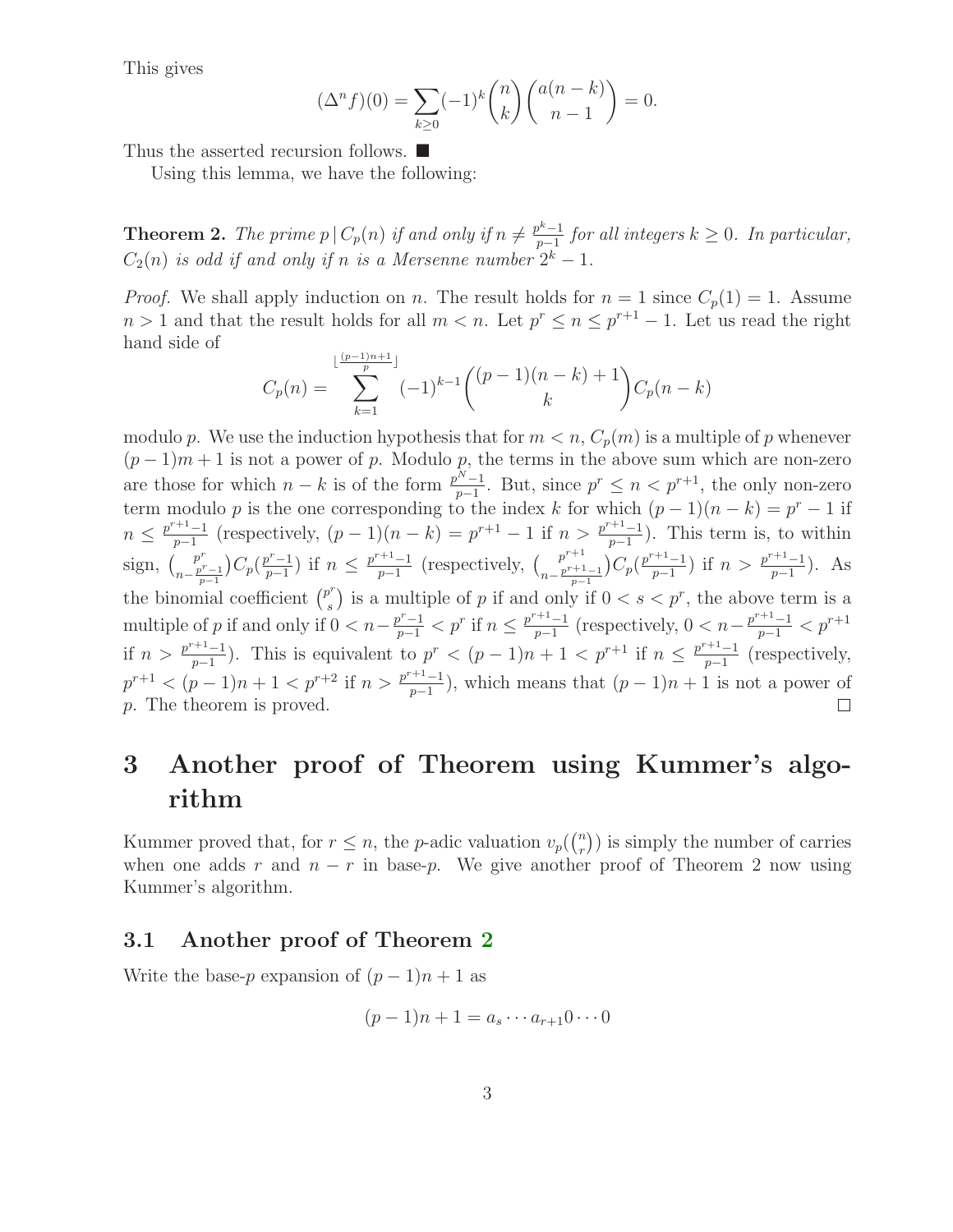This gives

$$(\Delta^n f)(0) = \sum_{k\geq 0} (-1)^k \binom{n}{k} \binom{a(n-k)}{n-1} = 0.$$

Thus the asserted recursion follows. ■

Using this lemma, we have the following:

**Theorem 2.** *The prime $p \,|\, C_p(n)$ if and only if $n \neq \frac{p^k-1}{p-1}$ for all integers $k \geq 0$. In particular, $C_2(n)$ is odd if and only if $n$ is a Mersenne number $2^k - 1$.*

*Proof.* We shall apply induction on $n$. The result holds for $n = 1$ since $C_p(1) = 1$. Assume $n > 1$ and that the result holds for all $m < n$. Let $p^r \leq n \leq p^{r+1} - 1$. Let us read the right hand side of

$$C_p(n) = \sum_{k=1}^{\lfloor \frac{(p-1)n+1}{p} \rfloor} (-1)^{k-1} \binom{(p-1)(n-k)+1}{k} C_p(n-k)$$

modulo $p$. We use the induction hypothesis that for $m < n$, $C_p(m)$ is a multiple of $p$ whenever $(p-1)m + 1$ is not a power of $p$. Modulo $p$, the terms in the above sum which are non-zero are those for which $n - k$ is of the form $\frac{p^N-1}{p-1}$. But, since $p^r \leq n < p^{r+1}$, the only non-zero term modulo $p$ is the one corresponding to the index $k$ for which $(p-1)(n-k) = p^r - 1$ if $n \leq \frac{p^{r+1}-1}{p-1}$ (respectively, $(p-1)(n-k) = p^{r+1} - 1$ if $n > \frac{p^{r+1}-1}{p-1}$). This term is, to within sign, $\binom{p^r}{n-\frac{p^r-1}{p-1}} C_p(\frac{p^r-1}{p-1})$ if $n \leq \frac{p^{r+1}-1}{p-1}$ (respectively, $\binom{p^{r+1}}{n-\frac{p^{r+1}-1}{p-1}} C_p(\frac{p^{r+1}-1}{p-1})$ if $n > \frac{p^{r+1}-1}{p-1}$). As the binomial coefficient $\binom{p^r}{s}$ is a multiple of $p$ if and only if $0 < s < p^r$, the above term is a multiple of $p$ if and only if $0 < n - \frac{p^r-1}{p-1} < p^r$ if $n \leq \frac{p^{r+1}-1}{p-1}$ (respectively, $0 < n - \frac{p^{r+1}-1}{p-1} < p^{r+1}$ if $n > \frac{p^{r+1}-1}{p-1}$). This is equivalent to $p^r < (p-1)n + 1 < p^{r+1}$ if $n \leq \frac{p^{r+1}-1}{p-1}$ (respectively, $p^{r+1} < (p-1)n + 1 < p^{r+2}$ if $n > \frac{p^{r+1}-1}{p-1}$), which means that $(p-1)n + 1$ is not a power of $p$. The theorem is proved. □

# 3 Another proof of Theorem using Kummer's algorithm

Kummer proved that, for $r \leq n$, the $p$-adic valuation $v_p(\binom{n}{r})$ is simply the number of carries when one adds $r$ and $n - r$ in base-$p$. We give another proof of Theorem 2 now using Kummer's algorithm.

## 3.1 Another proof of Theorem 2

Write the base-$p$ expansion of $(p-1)n + 1$ as

$$(p-1)n + 1 = a_s \cdots a_{r+1} 0 \cdots 0$$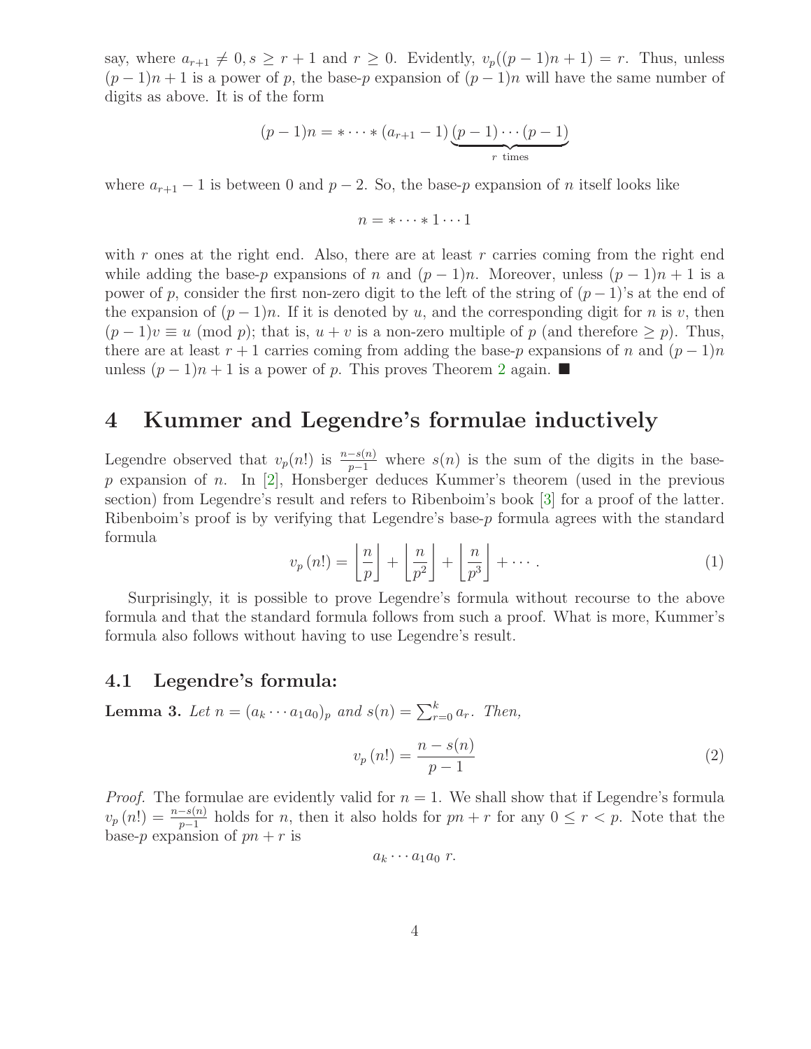say, where $a_{r+1} \neq 0, s \geq r+1$ and $r \geq 0$. Evidently, $v_p((p-1)n+1) = r$. Thus, unless $(p-1)n+1$ is a power of $p$, the base-$p$ expansion of $(p-1)n$ will have the same number of digits as above. It is of the form

$$(p-1)n = * \cdots * (a_{r+1}-1) \underbrace{(p-1)\cdots(p-1)}_{r \text{ times}}$$

where $a_{r+1}-1$ is between 0 and $p-2$. So, the base-$p$ expansion of $n$ itself looks like

$$n = * \cdots * 1 \cdots 1$$

with $r$ ones at the right end. Also, there are at least $r$ carries coming from the right end while adding the base-$p$ expansions of $n$ and $(p-1)n$. Moreover, unless $(p-1)n+1$ is a power of $p$, consider the first non-zero digit to the left of the string of $(p-1)$'s at the end of the expansion of $(p-1)n$. If it is denoted by $u$, and the corresponding digit for $n$ is $v$, then $(p-1)v \equiv u \pmod{p}$; that is, $u+v$ is a non-zero multiple of $p$ (and therefore $\geq p$). Thus, there are at least $r+1$ carries coming from adding the base-$p$ expansions of $n$ and $(p-1)n$ unless $(p-1)n+1$ is a power of $p$. This proves Theorem 2 again. ■

# 4 Kummer and Legendre's formulae inductively

Legendre observed that $v_p(n!)$ is $\frac{n-s(n)}{p-1}$ where $s(n)$ is the sum of the digits in the base-$p$ expansion of $n$. In [2], Honsberger deduces Kummer's theorem (used in the previous section) from Legendre's result and refers to Ribenboim's book [3] for a proof of the latter. Ribenboim's proof is by verifying that Legendre's base-$p$ formula agrees with the standard formula

$$v_p(n!) = \left\lfloor \frac{n}{p} \right\rfloor + \left\lfloor \frac{n}{p^2} \right\rfloor + \left\lfloor \frac{n}{p^3} \right\rfloor + \cdots. \tag{1}$$

Surprisingly, it is possible to prove Legendre's formula without recourse to the above formula and that the standard formula follows from such a proof. What is more, Kummer's formula also follows without having to use Legendre's result.

## 4.1 Legendre's formula:

**Lemma 3.** *Let $n = (a_k \cdots a_1 a_0)_p$ and $s(n) = \sum_{r=0}^{k} a_r$. Then,*

$$v_p(n!) = \frac{n-s(n)}{p-1} \tag{2}$$

*Proof.* The formulae are evidently valid for $n=1$. We shall show that if Legendre's formula $v_p(n!) = \frac{n-s(n)}{p-1}$ holds for $n$, then it also holds for $pn+r$ for any $0 \leq r < p$. Note that the base-$p$ expansion of $pn+r$ is

$$a_k \cdots a_1 a_0 \; r.$$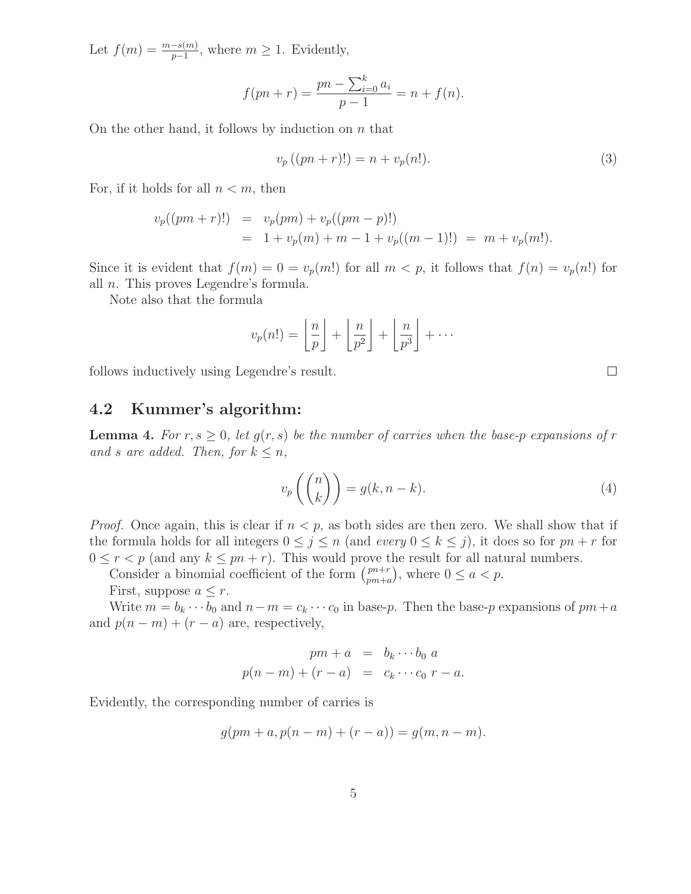Let $f(m) = \frac{m - s(m)}{p-1}$, where $m \geq 1$. Evidently,

$$f(pn + r) = \frac{pn - \sum_{i=0}^{k} a_i}{p-1} = n + f(n).$$

On the other hand, it follows by induction on $n$ that

$$v_p\left((pn + r)!\right) = n + v_p(n!). \tag{3}$$

For, if it holds for all $n < m$, then

$$\begin{aligned} v_p((pm + r)!) &= v_p(pm) + v_p((pm - p)!) \\ &= 1 + v_p(m) + m - 1 + v_p((m-1)!) \;=\; m + v_p(m!). \end{aligned}$$

Since it is evident that $f(m) = 0 = v_p(m!)$ for all $m < p$, it follows that $f(n) = v_p(n!)$ for all $n$. This proves Legendre's formula.

Note also that the formula

$$v_p(n!) = \left\lfloor \frac{n}{p} \right\rfloor + \left\lfloor \frac{n}{p^2} \right\rfloor + \left\lfloor \frac{n}{p^3} \right\rfloor + \cdots$$

follows inductively using Legendre's result. □

## 4.2 Kummer's algorithm:

**Lemma 4.** *For $r, s \geq 0$, let $g(r,s)$ be the number of carries when the base-$p$ expansions of $r$ and $s$ are added. Then, for $k \leq n$,*

$$v_p\left(\binom{n}{k}\right) = g(k, n-k). \tag{4}$$

*Proof.* Once again, this is clear if $n < p$, as both sides are then zero. We shall show that if the formula holds for all integers $0 \leq j \leq n$ (and *every* $0 \leq k \leq j$), it does so for $pn + r$ for $0 \leq r < p$ (and any $k \leq pn + r$). This would prove the result for all natural numbers.

Consider a binomial coefficient of the form $\binom{pn+r}{pm+a}$, where $0 \leq a < p$.

First, suppose $a \leq r$.

Write $m = b_k \cdots b_0$ and $n - m = c_k \cdots c_0$ in base-$p$. Then the base-$p$ expansions of $pm + a$ and $p(n-m) + (r-a)$ are, respectively,

$$\begin{aligned} pm + a &= b_k \cdots b_0 \; a \\ p(n-m) + (r-a) &= c_k \cdots c_0 \; r - a. \end{aligned}$$

Evidently, the corresponding number of carries is

$$g(pm + a, p(n-m) + (r-a)) = g(m, n-m).$$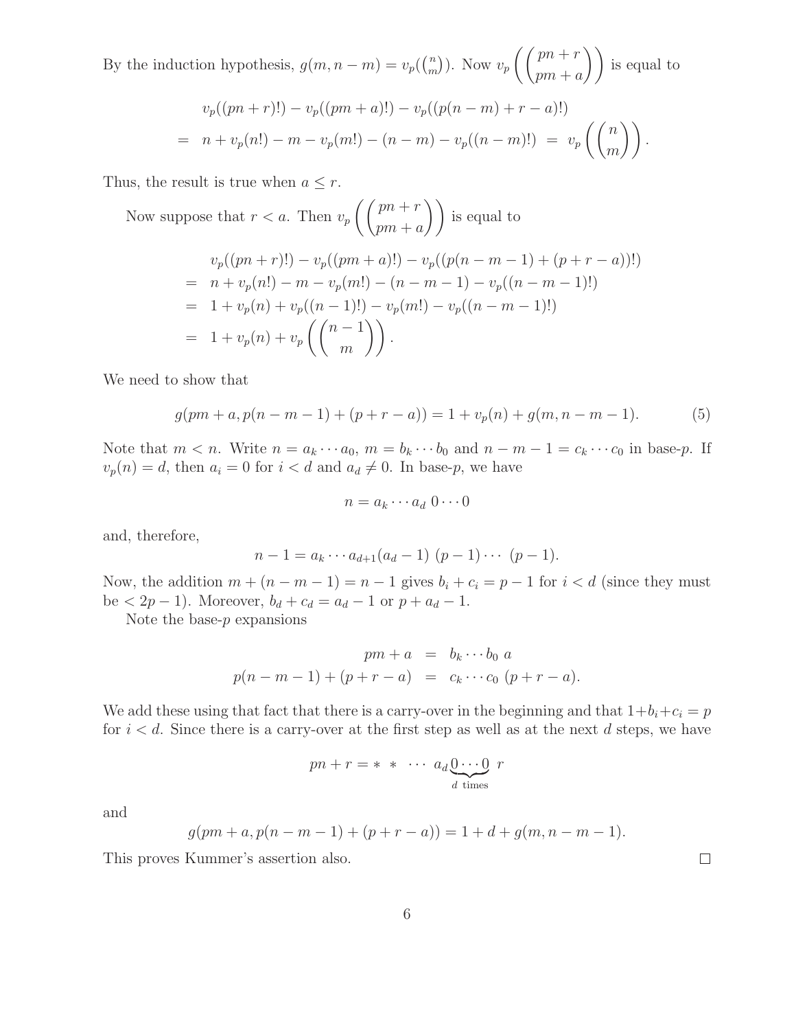By the induction hypothesis, $g(m, n-m) = v_p(\binom{n}{m})$. Now $v_p\left(\binom{pn+r}{pm+a}\right)$ is equal to

$$
\begin{aligned}
& v_p((pn+r)!) - v_p((pm+a)!) - v_p((p(n-m)+r-a)!) \\
= \;& n + v_p(n!) - m - v_p(m!) - (n-m) - v_p((n-m)!) \;=\; v_p\left(\binom{n}{m}\right).
\end{aligned}
$$

Thus, the result is true when $a \le r$.

Now suppose that $r < a$. Then $v_p\left(\binom{pn+r}{pm+a}\right)$ is equal to

$$
\begin{aligned}
& v_p((pn+r)!) - v_p((pm+a)!) - v_p((p(n-m-1)+(p+r-a))!) \\
= \;& n + v_p(n!) - m - v_p(m!) - (n-m-1) - v_p((n-m-1)!) \\
= \;& 1 + v_p(n) + v_p((n-1)!) - v_p(m!) - v_p((n-m-1)!) \\
= \;& 1 + v_p(n) + v_p\left(\binom{n-1}{m}\right).
\end{aligned}
$$

We need to show that

$$
g(pm+a, p(n-m-1)+(p+r-a)) = 1 + v_p(n) + g(m, n-m-1). \tag{5}
$$

Note that $m < n$. Write $n = a_k \cdots a_0$, $m = b_k \cdots b_0$ and $n-m-1 = c_k \cdots c_0$ in base-$p$. If $v_p(n) = d$, then $a_i = 0$ for $i < d$ and $a_d \neq 0$. In base-$p$, we have

$$
n = a_k \cdots a_d \; 0 \cdots 0
$$

and, therefore,

$$
n-1 = a_k \cdots a_{d+1} (a_d - 1) \; (p-1) \cdots \; (p-1).
$$

Now, the addition $m + (n-m-1) = n-1$ gives $b_i + c_i = p-1$ for $i < d$ (since they must be $< 2p-1$). Moreover, $b_d + c_d = a_d - 1$ or $p + a_d - 1$.

Note the base-$p$ expansions

$$
\begin{aligned}
pm + a &= b_k \cdots b_0 \; a \\
p(n-m-1) + (p+r-a) &= c_k \cdots c_0 \; (p+r-a).
\end{aligned}
$$

We add these using that fact that there is a carry-over in the beginning and that $1+b_i+c_i = p$ for $i < d$. Since there is a carry-over at the first step as well as at the next $d$ steps, we have

$$
pn + r = * \; * \; \cdots \; a_d \underbrace{0 \cdots 0}_{d \text{ times}} \; r
$$

and

$$
g(pm+a, p(n-m-1)+(p+r-a)) = 1 + d + g(m, n-m-1).
$$

This proves Kummer's assertion also. $\square$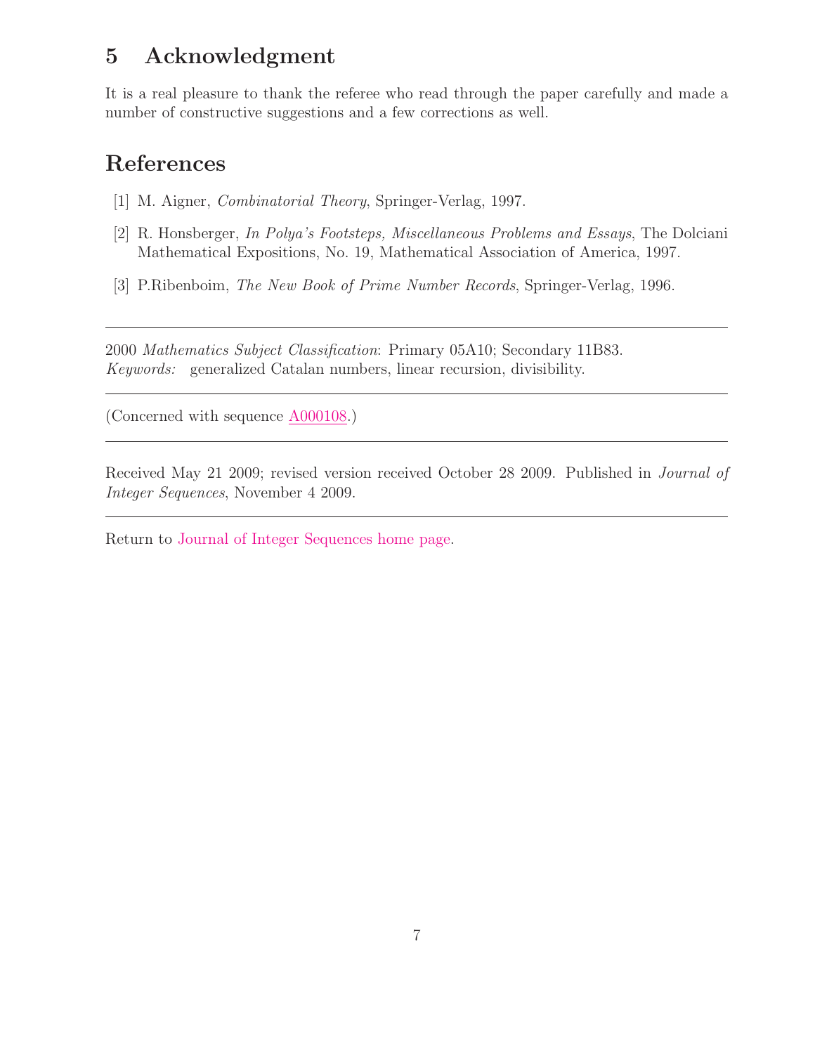## 5 Acknowledgment

It is a real pleasure to thank the referee who read through the paper carefully and made a number of constructive suggestions and a few corrections as well.

## References

[1] M. Aigner, *Combinatorial Theory*, Springer-Verlag, 1997.

[2] R. Honsberger, *In Polya's Footsteps, Miscellaneous Problems and Essays*, The Dolciani Mathematical Expositions, No. 19, Mathematical Association of America, 1997.

[3] P.Ribenboim, *The New Book of Prime Number Records*, Springer-Verlag, 1996.

---

2000 *Mathematics Subject Classification*: Primary 05A10; Secondary 11B83.
*Keywords:* generalized Catalan numbers, linear recursion, divisibility.

---

(Concerned with sequence A000108.)

---

Received May 21 2009; revised version received October 28 2009. Published in *Journal of Integer Sequences*, November 4 2009.

---

Return to Journal of Integer Sequences home page.